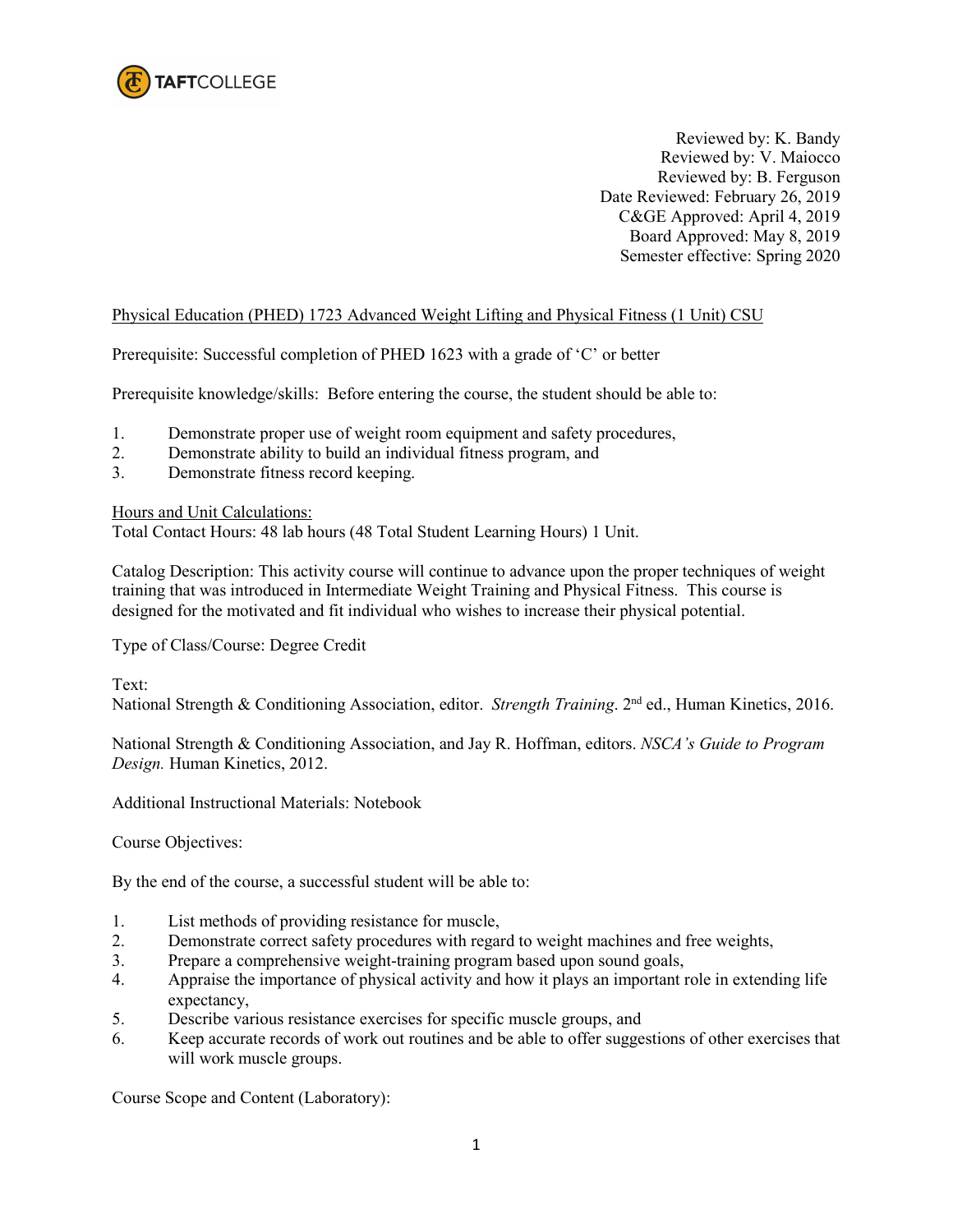Reviewed by: K. Bandy
Reviewed by: V. Maiocco
Reviewed by: B. Ferguson
Date Reviewed: February 26, 2019
C&GE Approved: April 4, 2019
Board Approved: May 8, 2019
Semester effective: Spring 2020

Physical Education (PHED) 1723 Advanced Weight Lifting and Physical Fitness (1 Unit) CSU

Prerequisite: Successful completion of PHED 1623 with a grade of 'C' or better

Prerequisite knowledge/skills: Before entering the course, the student should be able to:

1. Demonstrate proper use of weight room equipment and safety procedures,
2. Demonstrate ability to build an individual fitness program, and
3. Demonstrate fitness record keeping.

Hours and Unit Calculations:
Total Contact Hours: 48 lab hours (48 Total Student Learning Hours) 1 Unit.

Catalog Description: This activity course will continue to advance upon the proper techniques of weight training that was introduced in Intermediate Weight Training and Physical Fitness. This course is designed for the motivated and fit individual who wishes to increase their physical potential.

Type of Class/Course: Degree Credit

Text:
National Strength & Conditioning Association, editor. *Strength Training*. 2nd ed., Human Kinetics, 2016.

National Strength & Conditioning Association, and Jay R. Hoffman, editors. *NSCA's Guide to Program Design.* Human Kinetics, 2012.

Additional Instructional Materials: Notebook

Course Objectives:

By the end of the course, a successful student will be able to:

1. List methods of providing resistance for muscle,
2. Demonstrate correct safety procedures with regard to weight machines and free weights,
3. Prepare a comprehensive weight-training program based upon sound goals,
4. Appraise the importance of physical activity and how it plays an important role in extending life expectancy,
5. Describe various resistance exercises for specific muscle groups, and
6. Keep accurate records of work out routines and be able to offer suggestions of other exercises that will work muscle groups.

Course Scope and Content (Laboratory):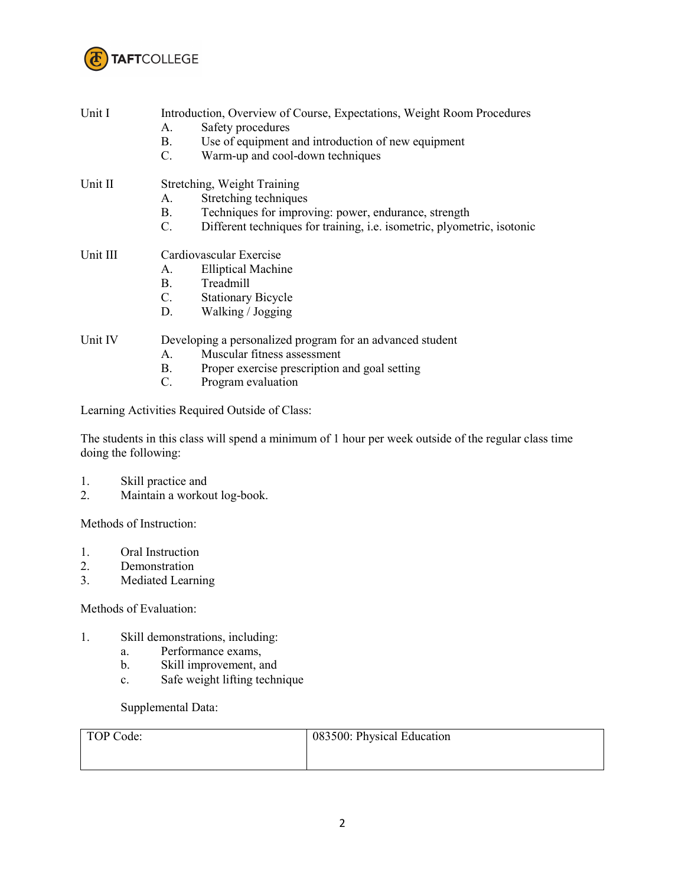Unit I Introduction, Overview of Course, Expectations, Weight Room Procedures

- A. Safety procedures
- B. Use of equipment and introduction of new equipment
- C. Warm-up and cool-down techniques

Unit II Stretching, Weight Training

- A. Stretching techniques
- B. Techniques for improving: power, endurance, strength
- C. Different techniques for training, i.e. isometric, plyometric, isotonic

Unit III Cardiovascular Exercise

- A. Elliptical Machine
- B. Treadmill
- C. Stationary Bicycle
- D. Walking / Jogging

Unit IV Developing a personalized program for an advanced student

- A. Muscular fitness assessment
- B. Proper exercise prescription and goal setting
- C. Program evaluation

Learning Activities Required Outside of Class:

The students in this class will spend a minimum of 1 hour per week outside of the regular class time doing the following:

1. Skill practice and
2. Maintain a workout log-book.

Methods of Instruction:

1. Oral Instruction
2. Demonstration
3. Mediated Learning

Methods of Evaluation:

1. Skill demonstrations, including:
   - a. Performance exams,
   - b. Skill improvement, and
   - c. Safe weight lifting technique

Supplemental Data:

| TOP Code: | 083500: Physical Education |
| --- | --- |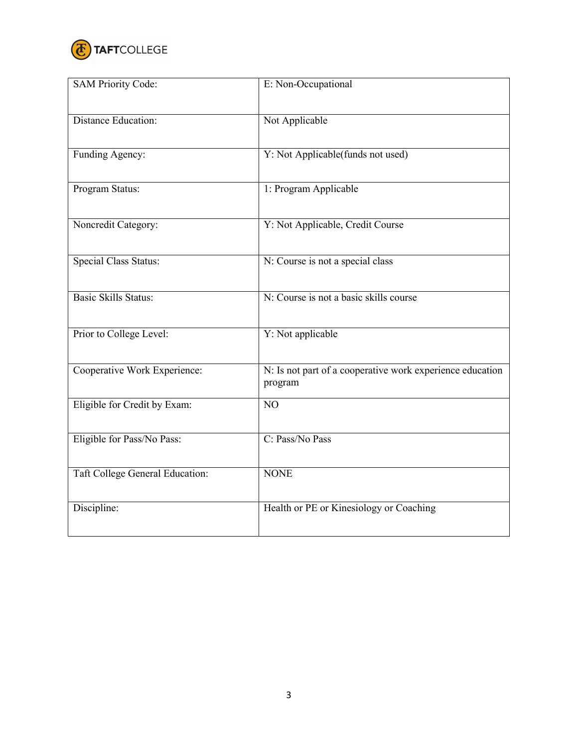| | |
|---|---|
| SAM Priority Code: | E: Non-Occupational |
| Distance Education: | Not Applicable |
| Funding Agency: | Y: Not Applicable(funds not used) |
| Program Status: | 1: Program Applicable |
| Noncredit Category: | Y: Not Applicable, Credit Course |
| Special Class Status: | N: Course is not a special class |
| Basic Skills Status: | N: Course is not a basic skills course |
| Prior to College Level: | Y: Not applicable |
| Cooperative Work Experience: | N: Is not part of a cooperative work experience education program |
| Eligible for Credit by Exam: | NO |
| Eligible for Pass/No Pass: | C: Pass/No Pass |
| Taft College General Education: | NONE |
| Discipline: | Health or PE or Kinesiology or Coaching |